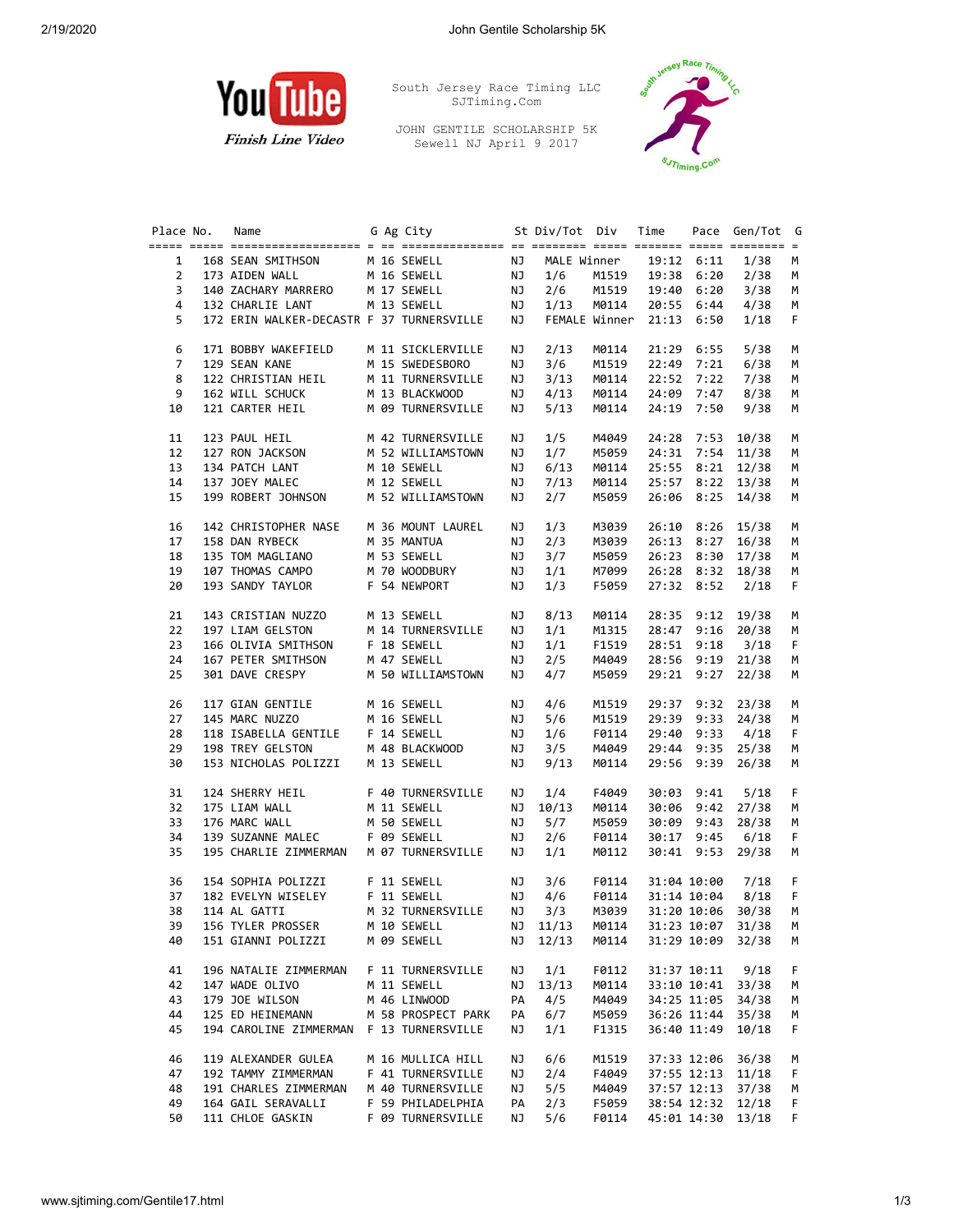YouTube
*Finish Line Video*

South Jersey Race Timing LLC
SJTiming.Com

JOHN GENTILE SCHOLARSHIP 5K
Sewell NJ April 9 2017

| Place | No. | Name | G | Ag | City | St | Div/Tot | Div | Time | Pace | Gen/Tot | G |
|---|---|---|---|---|---|---|---|---|---|---|---|---|
| 1 | 168 | SEAN SMITHSON | M | 16 | SEWELL | NJ | MALE Winner | | 19:12 | 6:11 | 1/38 | M |
| 2 | 173 | AIDEN WALL | M | 16 | SEWELL | NJ | 1/6 | M1519 | 19:38 | 6:20 | 2/38 | M |
| 3 | 140 | ZACHARY MARRERO | M | 17 | SEWELL | NJ | 2/6 | M1519 | 19:40 | 6:20 | 3/38 | M |
| 4 | 132 | CHARLIE LANT | M | 13 | SEWELL | NJ | 1/13 | M0114 | 20:55 | 6:44 | 4/38 | M |
| 5 | 172 | ERIN WALKER-DECASTR | F | 37 | TURNERSVILLE | NJ | FEMALE Winner | | 21:13 | 6:50 | 1/18 | F |
| 6 | 171 | BOBBY WAKEFIELD | M | 11 | SICKLERVILLE | NJ | 2/13 | M0114 | 21:29 | 6:55 | 5/38 | M |
| 7 | 129 | SEAN KANE | M | 15 | SWEDESBORO | NJ | 3/6 | M1519 | 22:49 | 7:21 | 6/38 | M |
| 8 | 122 | CHRISTIAN HEIL | M | 11 | TURNERSVILLE | NJ | 3/13 | M0114 | 22:52 | 7:22 | 7/38 | M |
| 9 | 162 | WILL SCHUCK | M | 13 | BLACKWOOD | NJ | 4/13 | M0114 | 24:09 | 7:47 | 8/38 | M |
| 10 | 121 | CARTER HEIL | M | 09 | TURNERSVILLE | NJ | 5/13 | M0114 | 24:19 | 7:50 | 9/38 | M |
| 11 | 123 | PAUL HEIL | M | 42 | TURNERSVILLE | NJ | 1/5 | M4049 | 24:28 | 7:53 | 10/38 | M |
| 12 | 127 | RON JACKSON | M | 52 | WILLIAMSTOWN | NJ | 1/7 | M5059 | 24:31 | 7:54 | 11/38 | M |
| 13 | 134 | PATCH LANT | M | 10 | SEWELL | NJ | 6/13 | M0114 | 25:55 | 8:21 | 12/38 | M |
| 14 | 137 | JOEY MALEC | M | 12 | SEWELL | NJ | 7/13 | M0114 | 25:57 | 8:22 | 13/38 | M |
| 15 | 199 | ROBERT JOHNSON | M | 52 | WILLIAMSTOWN | NJ | 2/7 | M5059 | 26:06 | 8:25 | 14/38 | M |
| 16 | 142 | CHRISTOPHER NASE | M | 36 | MOUNT LAUREL | NJ | 1/3 | M3039 | 26:10 | 8:26 | 15/38 | M |
| 17 | 158 | DAN RYBECK | M | 35 | MANTUA | NJ | 2/3 | M3039 | 26:13 | 8:27 | 16/38 | M |
| 18 | 135 | TOM MAGLIANO | M | 53 | SEWELL | NJ | 3/7 | M5059 | 26:23 | 8:30 | 17/38 | M |
| 19 | 107 | THOMAS CAMPO | M | 70 | WOODBURY | NJ | 1/1 | M7099 | 26:28 | 8:32 | 18/38 | M |
| 20 | 193 | SANDY TAYLOR | F | 54 | NEWPORT | NJ | 1/3 | F5059 | 27:32 | 8:52 | 2/18 | F |
| 21 | 143 | CRISTIAN NUZZO | M | 13 | SEWELL | NJ | 8/13 | M0114 | 28:35 | 9:12 | 19/38 | M |
| 22 | 197 | LIAM GELSTON | M | 14 | TURNERSVILLE | NJ | 1/1 | M1315 | 28:47 | 9:16 | 20/38 | M |
| 23 | 166 | OLIVIA SMITHSON | F | 18 | SEWELL | NJ | 1/1 | F1519 | 28:51 | 9:18 | 3/18 | F |
| 24 | 167 | PETER SMITHSON | M | 47 | SEWELL | NJ | 2/5 | M4049 | 28:56 | 9:19 | 21/38 | M |
| 25 | 301 | DAVE CRESPY | M | 50 | WILLIAMSTOWN | NJ | 4/7 | M5059 | 29:21 | 9:27 | 22/38 | M |
| 26 | 117 | GIAN GENTILE | M | 16 | SEWELL | NJ | 4/6 | M1519 | 29:37 | 9:32 | 23/38 | M |
| 27 | 145 | MARC NUZZO | M | 16 | SEWELL | NJ | 5/6 | M1519 | 29:39 | 9:33 | 24/38 | M |
| 28 | 118 | ISABELLA GENTILE | F | 14 | SEWELL | NJ | 1/6 | F0114 | 29:40 | 9:33 | 4/18 | F |
| 29 | 198 | TREY GELSTON | M | 48 | BLACKWOOD | NJ | 3/5 | M4049 | 29:44 | 9:35 | 25/38 | M |
| 30 | 153 | NICHOLAS POLIZZI | M | 13 | SEWELL | NJ | 9/13 | M0114 | 29:56 | 9:39 | 26/38 | M |
| 31 | 124 | SHERRY HEIL | F | 40 | TURNERSVILLE | NJ | 1/4 | F4049 | 30:03 | 9:41 | 5/18 | F |
| 32 | 175 | LIAM WALL | M | 11 | SEWELL | NJ | 10/13 | M0114 | 30:06 | 9:42 | 27/38 | M |
| 33 | 176 | MARC WALL | M | 50 | SEWELL | NJ | 5/7 | M5059 | 30:09 | 9:43 | 28/38 | M |
| 34 | 139 | SUZANNE MALEC | F | 09 | SEWELL | NJ | 2/6 | F0114 | 30:17 | 9:45 | 6/18 | F |
| 35 | 195 | CHARLIE ZIMMERMAN | M | 07 | TURNERSVILLE | NJ | 1/1 | M0112 | 30:41 | 9:53 | 29/38 | M |
| 36 | 154 | SOPHIA POLIZZI | F | 11 | SEWELL | NJ | 3/6 | F0114 | 31:04 | 10:00 | 7/18 | F |
| 37 | 182 | EVELYN WISELEY | F | 11 | SEWELL | NJ | 4/6 | F0114 | 31:14 | 10:04 | 8/18 | F |
| 38 | 114 | AL GATTI | M | 32 | TURNERSVILLE | NJ | 3/3 | M3039 | 31:20 | 10:06 | 30/38 | M |
| 39 | 156 | TYLER PROSSER | M | 10 | SEWELL | NJ | 11/13 | M0114 | 31:23 | 10:07 | 31/38 | M |
| 40 | 151 | GIANNI POLIZZI | M | 09 | SEWELL | NJ | 12/13 | M0114 | 31:29 | 10:09 | 32/38 | M |
| 41 | 196 | NATALIE ZIMMERMAN | F | 11 | TURNERSVILLE | NJ | 1/1 | F0112 | 31:37 | 10:11 | 9/18 | F |
| 42 | 147 | WADE OLIVO | M | 11 | SEWELL | NJ | 13/13 | M0114 | 33:10 | 10:41 | 33/38 | M |
| 43 | 179 | JOE WILSON | M | 46 | LINWOOD | PA | 4/5 | M4049 | 34:25 | 11:05 | 34/38 | M |
| 44 | 125 | ED HEINEMANN | M | 58 | PROSPECT PARK | PA | 6/7 | M5059 | 36:26 | 11:44 | 35/38 | M |
| 45 | 194 | CAROLINE ZIMMERMAN | F | 13 | TURNERSVILLE | NJ | 1/1 | F1315 | 36:40 | 11:49 | 10/18 | F |
| 46 | 119 | ALEXANDER GULEA | M | 16 | MULLICA HILL | NJ | 6/6 | M1519 | 37:33 | 12:06 | 36/38 | M |
| 47 | 192 | TAMMY ZIMMERMAN | F | 41 | TURNERSVILLE | NJ | 2/4 | F4049 | 37:55 | 12:13 | 11/18 | F |
| 48 | 191 | CHARLES ZIMMERMAN | M | 40 | TURNERSVILLE | NJ | 5/5 | M4049 | 37:57 | 12:13 | 37/38 | M |
| 49 | 164 | GAIL SERAVALLI | F | 59 | PHILADELPHIA | PA | 2/3 | F5059 | 38:54 | 12:32 | 12/18 | F |
| 50 | 111 | CHLOE GASKIN | F | 09 | TURNERSVILLE | NJ | 5/6 | F0114 | 45:01 | 14:30 | 13/18 | F |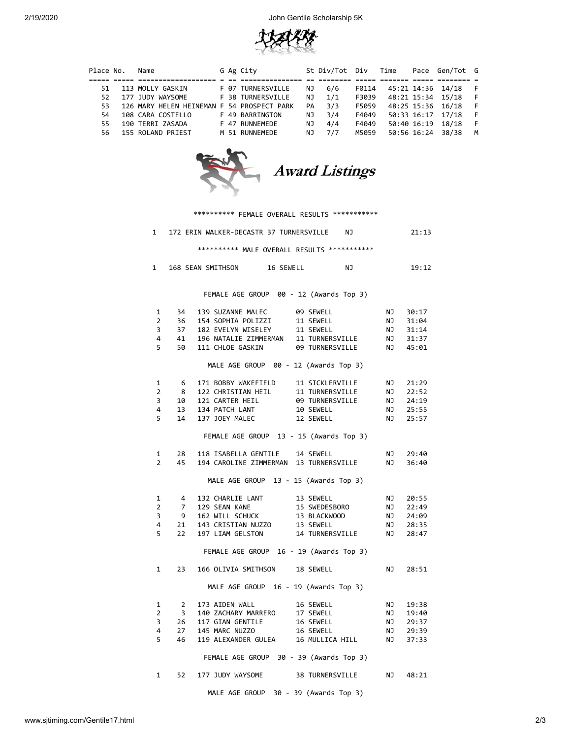| Place | No. | Name | G | Ag | City | St | Div/Tot | Div | Time | Pace | Gen/Tot | G |
|---|---|---|---|---|---|---|---|---|---|---|---|---|
| 51 | 113 | MOLLY GASKIN | F | 07 | TURNERSVILLE | NJ | 6/6 | F0114 | 45:21 | 14:36 | 14/18 | F |
| 52 | 177 | JUDY WAYSOME | F | 38 | TURNERSVILLE | NJ | 1/1 | F3039 | 48:21 | 15:34 | 15/18 | F |
| 53 | 126 | MARY HELEN HEINEMAN | F | 54 | PROSPECT PARK | PA | 3/3 | F5059 | 48:25 | 15:36 | 16/18 | F |
| 54 | 108 | CARA COSTELLO | F | 49 | BARRINGTON | NJ | 3/4 | F4049 | 50:33 | 16:17 | 17/18 | F |
| 55 | 190 | TERRI ZASADA | F | 47 | RUNNEMEDE | NJ | 4/4 | F4049 | 50:40 | 16:19 | 18/18 | F |
| 56 | 155 | ROLAND PRIEST | M | 51 | RUNNEMEDE | NJ | 7/7 | M5059 | 50:56 | 16:24 | 38/38 | M |

# Award Listings

********** FEMALE OVERALL RESULTS ***********

| | No. | Name | Ag | City | St | Time |
|---|---|---|---|---|---|---|
| 1 | 172 | ERIN WALKER-DECASTR | 37 | TURNERSVILLE | NJ | 21:13 |

********** MALE OVERALL RESULTS ***********

| | No. | Name | Ag | City | St | Time |
|---|---|---|---|---|---|---|
| 1 | 168 | SEAN SMITHSON | 16 | SEWELL | NJ | 19:12 |

FEMALE AGE GROUP 00 - 12 (Awards Top 3)

| | Place | No. | Name | Ag | City | St | Time |
|---|---|---|---|---|---|---|---|
| 1 | 34 | 139 | SUZANNE MALEC | 09 | SEWELL | NJ | 30:17 |
| 2 | 36 | 154 | SOPHIA POLIZZI | 11 | SEWELL | NJ | 31:04 |
| 3 | 37 | 182 | EVELYN WISELEY | 11 | SEWELL | NJ | 31:14 |
| 4 | 41 | 196 | NATALIE ZIMMERMAN | 11 | TURNERSVILLE | NJ | 31:37 |
| 5 | 50 | 111 | CHLOE GASKIN | 09 | TURNERSVILLE | NJ | 45:01 |

MALE AGE GROUP 00 - 12 (Awards Top 3)

| | Place | No. | Name | Ag | City | St | Time |
|---|---|---|---|---|---|---|---|
| 1 | 6 | 171 | BOBBY WAKEFIELD | 11 | SICKLERVILLE | NJ | 21:29 |
| 2 | 8 | 122 | CHRISTIAN HEIL | 11 | TURNERSVILLE | NJ | 22:52 |
| 3 | 10 | 121 | CARTER HEIL | 09 | TURNERSVILLE | NJ | 24:19 |
| 4 | 13 | 134 | PATCH LANT | 10 | SEWELL | NJ | 25:55 |
| 5 | 14 | 137 | JOEY MALEC | 12 | SEWELL | NJ | 25:57 |

FEMALE AGE GROUP 13 - 15 (Awards Top 3)

| | Place | No. | Name | Ag | City | St | Time |
|---|---|---|---|---|---|---|---|
| 1 | 28 | 118 | ISABELLA GENTILE | 14 | SEWELL | NJ | 29:40 |
| 2 | 45 | 194 | CAROLINE ZIMMERMAN | 13 | TURNERSVILLE | NJ | 36:40 |

MALE AGE GROUP 13 - 15 (Awards Top 3)

| | Place | No. | Name | Ag | City | St | Time |
|---|---|---|---|---|---|---|---|
| 1 | 4 | 132 | CHARLIE LANT | 13 | SEWELL | NJ | 20:55 |
| 2 | 7 | 129 | SEAN KANE | 15 | SWEDESBORO | NJ | 22:49 |
| 3 | 9 | 162 | WILL SCHUCK | 13 | BLACKWOOD | NJ | 24:09 |
| 4 | 21 | 143 | CRISTIAN NUZZO | 13 | SEWELL | NJ | 28:35 |
| 5 | 22 | 197 | LIAM GELSTON | 14 | TURNERSVILLE | NJ | 28:47 |

FEMALE AGE GROUP 16 - 19 (Awards Top 3)

| | Place | No. | Name | Ag | City | St | Time |
|---|---|---|---|---|---|---|---|
| 1 | 23 | 166 | OLIVIA SMITHSON | 18 | SEWELL | NJ | 28:51 |

MALE AGE GROUP 16 - 19 (Awards Top 3)

| | Place | No. | Name | Ag | City | St | Time |
|---|---|---|---|---|---|---|---|
| 1 | 2 | 173 | AIDEN WALL | 16 | SEWELL | NJ | 19:38 |
| 2 | 3 | 140 | ZACHARY MARRERO | 17 | SEWELL | NJ | 19:40 |
| 3 | 26 | 117 | GIAN GENTILE | 16 | SEWELL | NJ | 29:37 |
| 4 | 27 | 145 | MARC NUZZO | 16 | SEWELL | NJ | 29:39 |
| 5 | 46 | 119 | ALEXANDER GULEA | 16 | MULLICA HILL | NJ | 37:33 |

FEMALE AGE GROUP 30 - 39 (Awards Top 3)

| | Place | No. | Name | Ag | City | St | Time |
|---|---|---|---|---|---|---|---|
| 1 | 52 | 177 | JUDY WAYSOME | 38 | TURNERSVILLE | NJ | 48:21 |

MALE AGE GROUP 30 - 39 (Awards Top 3)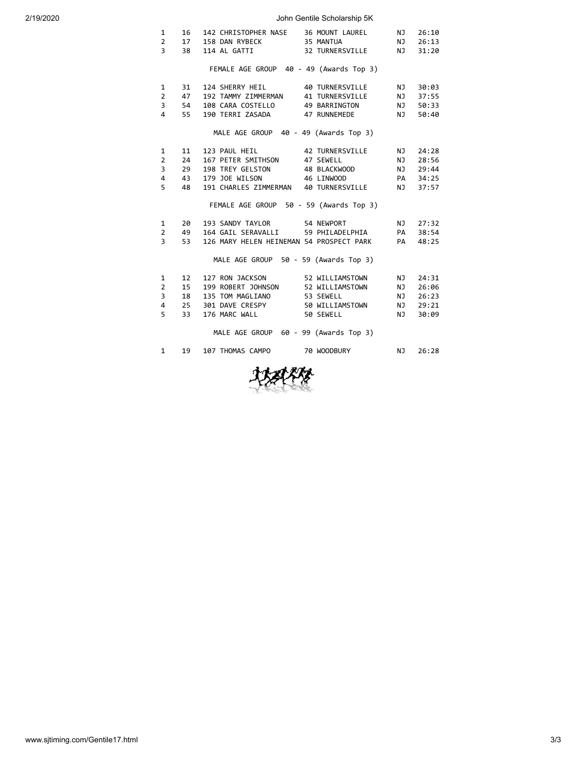| | | | | | | |
|---|---|---|---|---|---|---|
| 1 | 16 | 142 | CHRISTOPHER NASE | 36 MOUNT LAUREL | NJ | 26:10 |
| 2 | 17 | 158 | DAN RYBECK | 35 MANTUA | NJ | 26:13 |
| 3 | 38 | 114 | AL GATTI | 32 TURNERSVILLE | NJ | 31:20 |

FEMALE AGE GROUP 40 - 49 (Awards Top 3)

| | | | | | | |
|---|---|---|---|---|---|---|
| 1 | 31 | 124 | SHERRY HEIL | 40 TURNERSVILLE | NJ | 30:03 |
| 2 | 47 | 192 | TAMMY ZIMMERMAN | 41 TURNERSVILLE | NJ | 37:55 |
| 3 | 54 | 108 | CARA COSTELLO | 49 BARRINGTON | NJ | 50:33 |
| 4 | 55 | 190 | TERRI ZASADA | 47 RUNNEMEDE | NJ | 50:40 |

MALE AGE GROUP 40 - 49 (Awards Top 3)

| | | | | | | |
|---|---|---|---|---|---|---|
| 1 | 11 | 123 | PAUL HEIL | 42 TURNERSVILLE | NJ | 24:28 |
| 2 | 24 | 167 | PETER SMITHSON | 47 SEWELL | NJ | 28:56 |
| 3 | 29 | 198 | TREY GELSTON | 48 BLACKWOOD | NJ | 29:44 |
| 4 | 43 | 179 | JOE WILSON | 46 LINWOOD | PA | 34:25 |
| 5 | 48 | 191 | CHARLES ZIMMERMAN | 40 TURNERSVILLE | NJ | 37:57 |

FEMALE AGE GROUP 50 - 59 (Awards Top 3)

| | | | | | | |
|---|---|---|---|---|---|---|
| 1 | 20 | 193 | SANDY TAYLOR | 54 NEWPORT | NJ | 27:32 |
| 2 | 49 | 164 | GAIL SERAVALLI | 59 PHILADELPHIA | PA | 38:54 |
| 3 | 53 | 126 | MARY HELEN HEINEMAN | 54 PROSPECT PARK | PA | 48:25 |

MALE AGE GROUP 50 - 59 (Awards Top 3)

| | | | | | | |
|---|---|---|---|---|---|---|
| 1 | 12 | 127 | RON JACKSON | 52 WILLIAMSTOWN | NJ | 24:31 |
| 2 | 15 | 199 | ROBERT JOHNSON | 52 WILLIAMSTOWN | NJ | 26:06 |
| 3 | 18 | 135 | TOM MAGLIANO | 53 SEWELL | NJ | 26:23 |
| 4 | 25 | 301 | DAVE CRESPY | 50 WILLIAMSTOWN | NJ | 29:21 |
| 5 | 33 | 176 | MARC WALL | 50 SEWELL | NJ | 30:09 |

MALE AGE GROUP 60 - 99 (Awards Top 3)

| | | | | | | |
|---|---|---|---|---|---|---|
| 1 | 19 | 107 | THOMAS CAMPO | 70 WOODBURY | NJ | 26:28 |